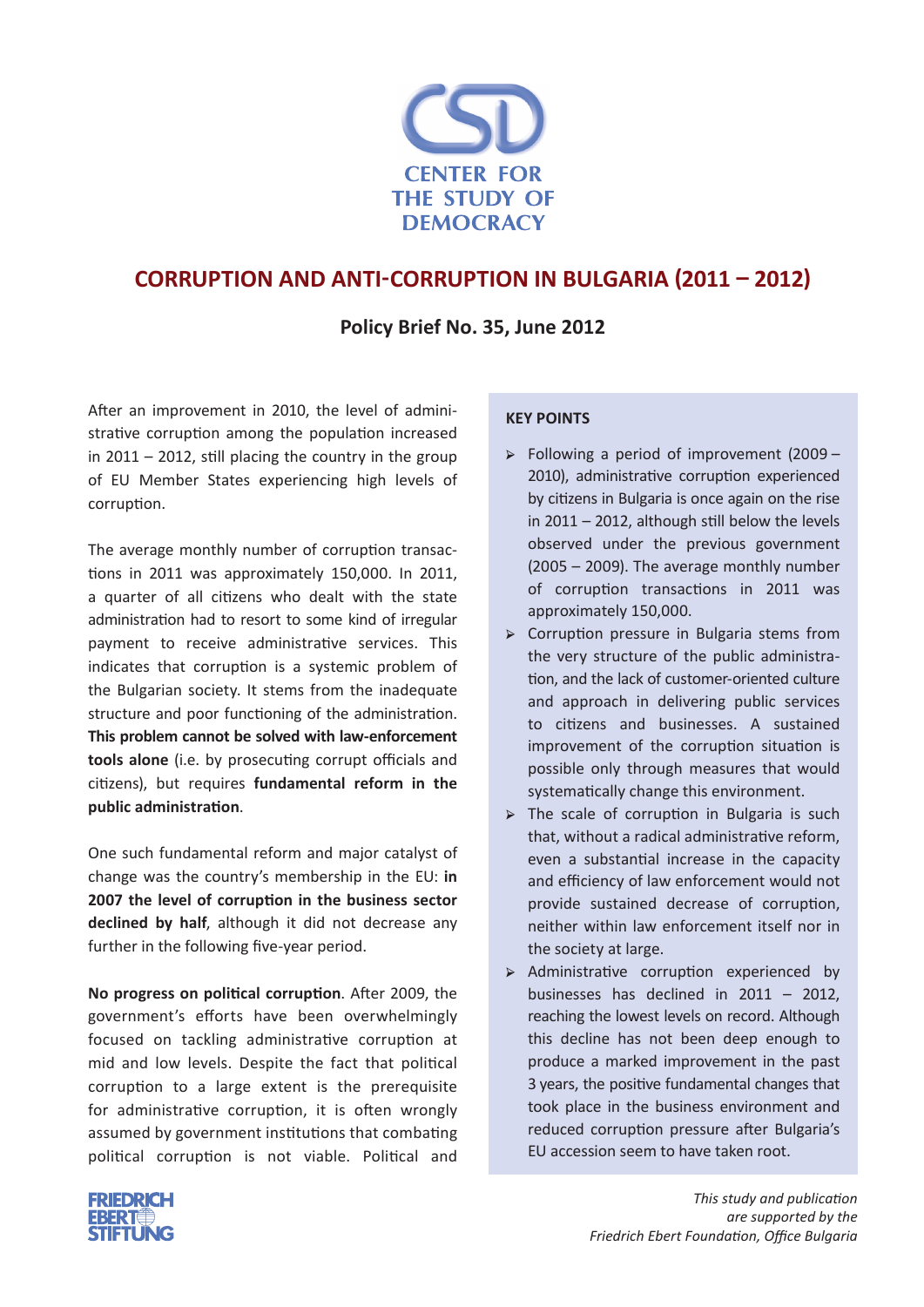CENTER FOR THE STUDY OF DEMOCRACY

# CORRUPTION AND ANTI-CORRUPTION IN BULGARIA (2011 – 2012)

## Policy Brief No. 35, June 2012

After an improvement in 2010, the level of administrative corruption among the population increased in 2011 – 2012, still placing the country in the group of EU Member States experiencing high levels of corruption.

The average monthly number of corruption transactions in 2011 was approximately 150,000. In 2011, a quarter of all citizens who dealt with the state administration had to resort to some kind of irregular payment to receive administrative services. This indicates that corruption is a systemic problem of the Bulgarian society. It stems from the inadequate structure and poor functioning of the administration. **This problem cannot be solved with law-enforcement tools alone** (i.e. by prosecuting corrupt officials and citizens), but requires **fundamental reform in the public administration**.

One such fundamental reform and major catalyst of change was the country's membership in the EU: **in 2007 the level of corruption in the business sector declined by half**, although it did not decrease any further in the following five-year period.

**No progress on political corruption**. After 2009, the government's efforts have been overwhelmingly focused on tackling administrative corruption at mid and low levels. Despite the fact that political corruption to a large extent is the prerequisite for administrative corruption, it is often wrongly assumed by government institutions that combating political corruption is not viable. Political and

### KEY POINTS

- Following a period of improvement (2009 – 2010), administrative corruption experienced by citizens in Bulgaria is once again on the rise in 2011 – 2012, although still below the levels observed under the previous government (2005 – 2009). The average monthly number of corruption transactions in 2011 was approximately 150,000.
- Corruption pressure in Bulgaria stems from the very structure of the public administration, and the lack of customer-oriented culture and approach in delivering public services to citizens and businesses. A sustained improvement of the corruption situation is possible only through measures that would systematically change this environment.
- The scale of corruption in Bulgaria is such that, without a radical administrative reform, even a substantial increase in the capacity and efficiency of law enforcement would not provide sustained decrease of corruption, neither within law enforcement itself nor in the society at large.
- Administrative corruption experienced by businesses has declined in 2011 – 2012, reaching the lowest levels on record. Although this decline has not been deep enough to produce a marked improvement in the past 3 years, the positive fundamental changes that took place in the business environment and reduced corruption pressure after Bulgaria's EU accession seem to have taken root.

FRIEDRICH EBERT STIFTUNG

*This study and publication are supported by the Friedrich Ebert Foundation, Office Bulgaria*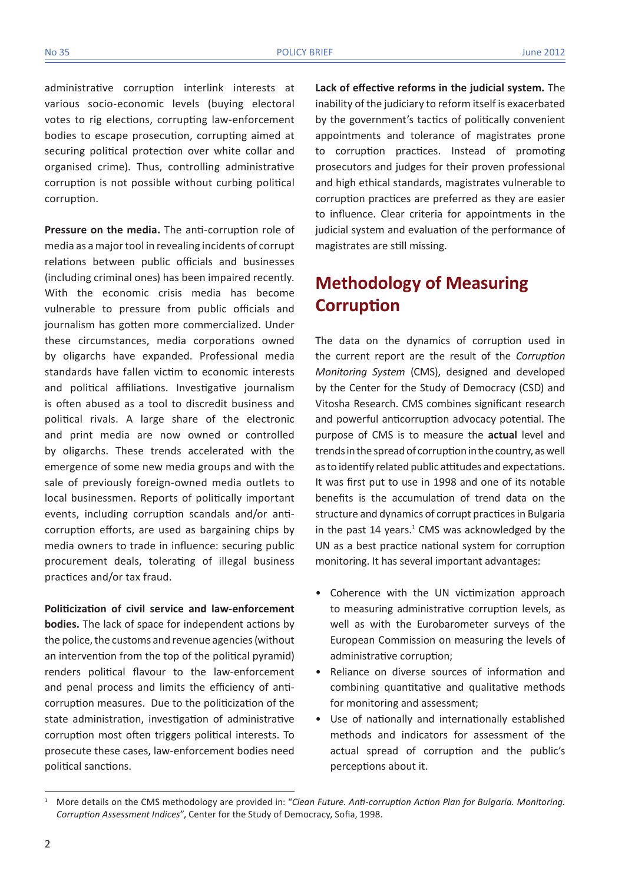administrative corruption interlink interests at various socio-economic levels (buying electoral votes to rig elections, corrupting law-enforcement bodies to escape prosecution, corrupting aimed at securing political protection over white collar and organised crime). Thus, controlling administrative corruption is not possible without curbing political corruption.

**Pressure on the media.** The anti-corruption role of media as a major tool in revealing incidents of corrupt relations between public officials and businesses (including criminal ones) has been impaired recently. With the economic crisis media has become vulnerable to pressure from public officials and journalism has gotten more commercialized. Under these circumstances, media corporations owned by oligarchs have expanded. Professional media standards have fallen victim to economic interests and political affiliations. Investigative journalism is often abused as a tool to discredit business and political rivals. A large share of the electronic and print media are now owned or controlled by oligarchs. These trends accelerated with the emergence of some new media groups and with the sale of previously foreign-owned media outlets to local businessmen. Reports of politically important events, including corruption scandals and/or anti-corruption efforts, are used as bargaining chips by media owners to trade in influence: securing public procurement deals, tolerating of illegal business practices and/or tax fraud.

**Politicization of civil service and law-enforcement bodies.** The lack of space for independent actions by the police, the customs and revenue agencies (without an intervention from the top of the political pyramid) renders political flavour to the law-enforcement and penal process and limits the efficiency of anti-corruption measures. Due to the politicization of the state administration, investigation of administrative corruption most often triggers political interests. To prosecute these cases, law-enforcement bodies need political sanctions.

**Lack of effective reforms in the judicial system.** The inability of the judiciary to reform itself is exacerbated by the government's tactics of politically convenient appointments and tolerance of magistrates prone to corruption practices. Instead of promoting prosecutors and judges for their proven professional and high ethical standards, magistrates vulnerable to corruption practices are preferred as they are easier to influence. Clear criteria for appointments in the judicial system and evaluation of the performance of magistrates are still missing.

## Methodology of Measuring Corruption

The data on the dynamics of corruption used in the current report are the result of the *Corruption Monitoring System* (CMS), designed and developed by the Center for the Study of Democracy (CSD) and Vitosha Research. CMS combines significant research and powerful anticorruption advocacy potential. The purpose of CMS is to measure the **actual** level and trends in the spread of corruption in the country, as well as to identify related public attitudes and expectations. It was first put to use in 1998 and one of its notable benefits is the accumulation of trend data on the structure and dynamics of corrupt practices in Bulgaria in the past 14 years.[1] CMS was acknowledged by the UN as a best practice national system for corruption monitoring. It has several important advantages:

- Coherence with the UN victimization approach to measuring administrative corruption levels, as well as with the Eurobarometer surveys of the European Commission on measuring the levels of administrative corruption;
- Reliance on diverse sources of information and combining quantitative and qualitative methods for monitoring and assessment;
- Use of nationally and internationally established methods and indicators for assessment of the actual spread of corruption and the public's perceptions about it.

[1] More details on the CMS methodology are provided in: "*Clean Future. Anti-corruption Action Plan for Bulgaria. Monitoring. Corruption Assessment Indices*", Center for the Study of Democracy, Sofia, 1998.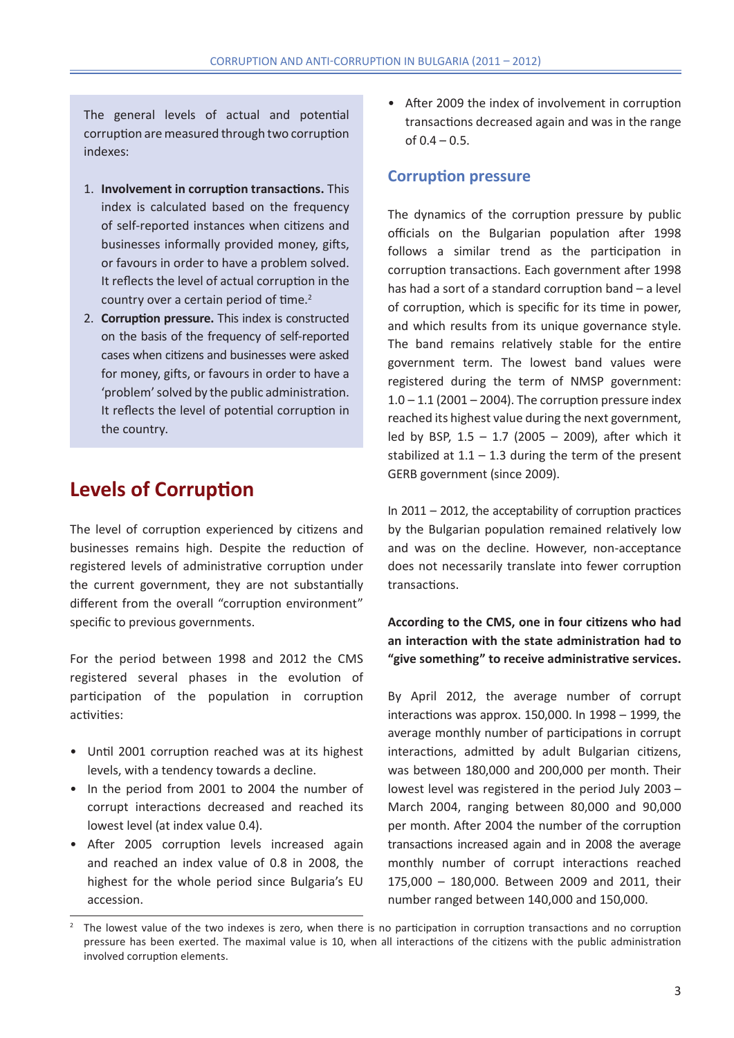The general levels of actual and potential corruption are measured through two corruption indexes:

1. **Involvement in corruption transactions.** This index is calculated based on the frequency of self-reported instances when citizens and businesses informally provided money, gifts, or favours in order to have a problem solved. It reflects the level of actual corruption in the country over a certain period of time.[2]
2. **Corruption pressure.** This index is constructed on the basis of the frequency of self-reported cases when citizens and businesses were asked for money, gifts, or favours in order to have a 'problem' solved by the public administration. It reflects the level of potential corruption in the country.

## Levels of Corruption

The level of corruption experienced by citizens and businesses remains high. Despite the reduction of registered levels of administrative corruption under the current government, they are not substantially different from the overall "corruption environment" specific to previous governments.

For the period between 1998 and 2012 the CMS registered several phases in the evolution of participation of the population in corruption activities:

- Until 2001 corruption reached was at its highest levels, with a tendency towards a decline.
- In the period from 2001 to 2004 the number of corrupt interactions decreased and reached its lowest level (at index value 0.4).
- After 2005 corruption levels increased again and reached an index value of 0.8 in 2008, the highest for the whole period since Bulgaria's EU accession.
- After 2009 the index of involvement in corruption transactions decreased again and was in the range of 0.4 – 0.5.

### Corruption pressure

The dynamics of the corruption pressure by public officials on the Bulgarian population after 1998 follows a similar trend as the participation in corruption transactions. Each government after 1998 has had a sort of a standard corruption band – a level of corruption, which is specific for its time in power, and which results from its unique governance style. The band remains relatively stable for the entire government term. The lowest band values were registered during the term of NMSP government: 1.0 – 1.1 (2001 – 2004). The corruption pressure index reached its highest value during the next government, led by BSP, 1.5 – 1.7 (2005 – 2009), after which it stabilized at 1.1 – 1.3 during the term of the present GERB government (since 2009).

In 2011 – 2012, the acceptability of corruption practices by the Bulgarian population remained relatively low and was on the decline. However, non-acceptance does not necessarily translate into fewer corruption transactions.

**According to the CMS, one in four citizens who had an interaction with the state administration had to "give something" to receive administrative services.**

By April 2012, the average number of corrupt interactions was approx. 150,000. In 1998 – 1999, the average monthly number of participations in corrupt interactions, admitted by adult Bulgarian citizens, was between 180,000 and 200,000 per month. Their lowest level was registered in the period July 2003 – March 2004, ranging between 80,000 and 90,000 per month. After 2004 the number of the corruption transactions increased again and in 2008 the average monthly number of corrupt interactions reached 175,000 – 180,000. Between 2009 and 2011, their number ranged between 140,000 and 150,000.

[2] The lowest value of the two indexes is zero, when there is no participation in corruption transactions and no corruption pressure has been exerted. The maximal value is 10, when all interactions of the citizens with the public administration involved corruption elements.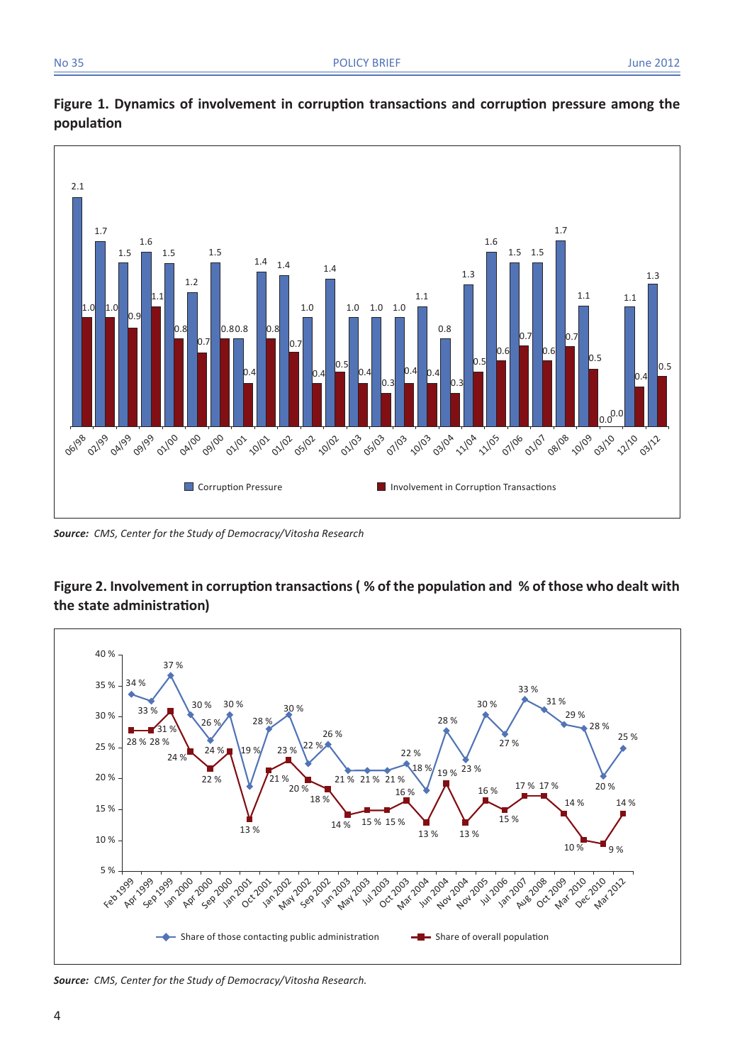**Figure 1. Dynamics of involvement in corruption transactions and corruption pressure among the population**

| Period | Corruption Pressure | Involvement in Corruption Transactions |
|---|---|---|
| 06/98 | 2.1 | 1.0 |
| 02/99 | 1.7 | 1.0 |
| 04/99 | 1.5 | 0.9 |
| 09/99 | 1.6 | 1.1 |
| 01/00 | 1.5 | 0.8 |
| 04/00 | 1.2 | 0.7 |
| 09/00 | 1.5 | 0.8 |
| 01/01 | 0.8 | 0.4 |
| 10/01 | 1.4 | 0.8 |
| 01/02 | 1.4 | 0.7 |
| 05/02 | 1.0 | 0.4 |
| 10/02 | 1.4 | 0.5 |
| 01/03 | 1.0 | 0.4 |
| 05/03 | 1.0 | 0.3 |
| 07/03 | 1.0 | 0.4 |
| 10/03 | 1.1 | 0.4 |
| 03/04 | 0.8 | 0.3 |
| 11/04 | 1.3 | 0.5 |
| 11/05 | 1.6 | 0.6 |
| 07/06 | 1.5 | 0.7 |
| 01/07 | 1.5 | 0.6 |
| 08/08 | 1.7 | 0.7 |
| 10/09 | 1.1 | 0.5 |
| 03/10 | 0.0 | 0.0 |
| 12/10 | 1.1 | 0.4 |
| 03/12 | 1.3 | 0.5 |

*Source: CMS, Center for the Study of Democracy/Vitosha Research*

**Figure 2. Involvement in corruption transactions ( % of the population and % of those who dealt with the state administration)**

| Period | Share of those contacting public administration | Share of overall population |
|---|---|---|
| Feb 1999 | 34 % | 28 % |
| Apr 1999 | 33 % | 28 % |
| Sep 1999 | 37 % | 31 % |
| Jan 2000 | 30 % | 24 % |
| Apr 2000 | 26 % | 22 % |
| Sep 2000 | 30 % | 24 % |
| Jan 2001 | 19 % | 13 % |
| Oct 2001 | 28 % | 21 % |
| Jan 2002 | 30 % | 23 % |
| May 2002 | 22 % | 20 % |
| Sep 2002 | 26 % | 18 % |
| Jan 2003 | 21 % | 14 % |
| May 2003 | 21 % | 15 % |
| Jul 2003 | 21 % | 15 % |
| Oct 2003 | 22 % | 16 % |
| Mar 2004 | 18 % | 13 % |
| Jun 2004 | 28 % | 19 % |
| Nov 2004 | 23 % | 13 % |
| Nov 2005 | 30 % | 16 % |
| Jul 2006 | 27 % | 15 % |
| Jan 2007 | 33 % | 17 % |
| Aug 2008 | 31 % | 17 % |
| Oct 2009 | 29 % | 14 % |
| Mar 2010 | 28 % | 10 % |
| Dec 2010 | 20 % | 9 % |
| Mar 2012 | 25 % | 14 % |

*Source: CMS, Center for the Study of Democracy/Vitosha Research.*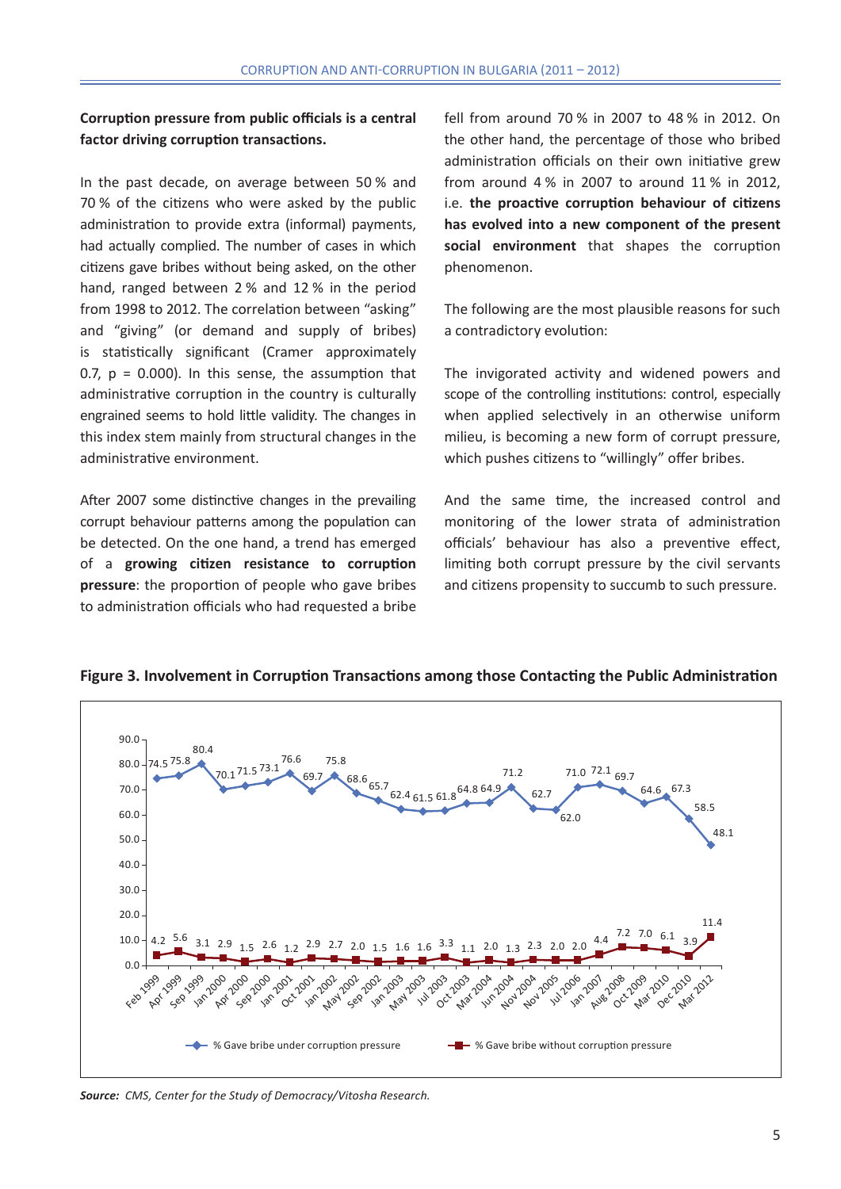**Corruption pressure from public officials is a central factor driving corruption transactions.**

In the past decade, on average between 50 % and 70 % of the citizens who were asked by the public administration to provide extra (informal) payments, had actually complied. The number of cases in which citizens gave bribes without being asked, on the other hand, ranged between 2 % and 12 % in the period from 1998 to 2012. The correlation between "asking" and "giving" (or demand and supply of bribes) is statistically significant (Cramer approximately 0.7, $p = 0.000$). In this sense, the assumption that administrative corruption in the country is culturally engrained seems to hold little validity. The changes in this index stem mainly from structural changes in the administrative environment.

After 2007 some distinctive changes in the prevailing corrupt behaviour patterns among the population can be detected. On the one hand, a trend has emerged of a **growing citizen resistance to corruption pressure**: the proportion of people who gave bribes to administration officials who had requested a bribe fell from around 70 % in 2007 to 48 % in 2012. On the other hand, the percentage of those who bribed administration officials on their own initiative grew from around 4 % in 2007 to around 11 % in 2012, i.e. **the proactive corruption behaviour of citizens has evolved into a new component of the present social environment** that shapes the corruption phenomenon.

The following are the most plausible reasons for such a contradictory evolution:

The invigorated activity and widened powers and scope of the controlling institutions: control, especially when applied selectively in an otherwise uniform milieu, is becoming a new form of corrupt pressure, which pushes citizens to "willingly" offer bribes.

And the same time, the increased control and monitoring of the lower strata of administration officials' behaviour has also a preventive effect, limiting both corrupt pressure by the civil servants and citizens propensity to succumb to such pressure.

**Figure 3. Involvement in Corruption Transactions among those Contacting the Public Administration**

| Date | % Gave bribe under corruption pressure | % Gave bribe without corruption pressure |
|---|---|---|
| Feb 1999 | 74.5 | 4.2 |
| Apr 1999 | 75.8 | 5.6 |
| Sep 1999 | 80.4 | 3.1 |
| Jan 2000 | 70.1 | 2.9 |
| Apr 2000 | 71.5 | 1.5 |
| Sep 2000 | 73.1 | 2.6 |
| Jan 2001 | 76.6 | 1.2 |
| Oct 2001 | 69.7 | 2.9 |
| Jan 2002 | 75.8 | 2.7 |
| May 2002 | 68.6 | 2.0 |
| Sep 2002 | 65.7 | 1.5 |
| Jan 2003 | 62.4 | 1.6 |
| May 2003 | 61.5 | 1.6 |
| Jul 2003 | 61.8 | 3.3 |
| Oct 2003 | 64.8 | 1.1 |
| Mar 2004 | 64.9 | 2.0 |
| Jun 2004 | 71.2 | 1.3 |
| Nov 2004 | 62.7 | 2.3 |
| Nov 2005 | 62.0 | 2.0 |
| Jul 2006 | 71.0 | 2.0 |
| Jan 2007 | 72.1 | 4.4 |
| Aug 2008 | 69.7 | 7.2 |
| Oct 2009 | 64.6 | 7.0 |
| Mar 2010 | 67.3 | 6.1 |
| Dec 2010 | 58.5 | 3.9 |
| Mar 2012 | 48.1 | 11.4 |

***Source:*** *CMS, Center for the Study of Democracy/Vitosha Research.*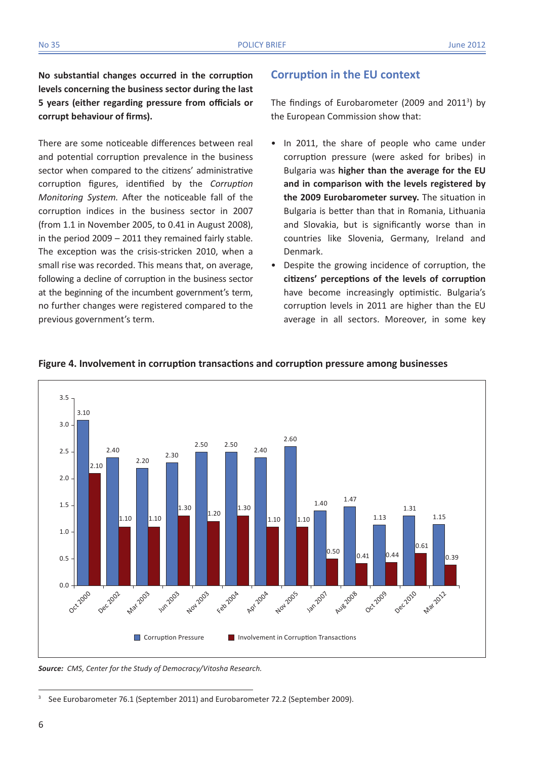**No substantial changes occurred in the corruption levels concerning the business sector during the last 5 years (either regarding pressure from officials or corrupt behaviour of firms).**

There are some noticeable differences between real and potential corruption prevalence in the business sector when compared to the citizens' administrative corruption figures, identified by the *Corruption Monitoring System*. After the noticeable fall of the corruption indices in the business sector in 2007 (from 1.1 in November 2005, to 0.41 in August 2008), in the period 2009 – 2011 they remained fairly stable. The exception was the crisis-stricken 2010, when a small rise was recorded. This means that, on average, following a decline of corruption in the business sector at the beginning of the incumbent government's term, no further changes were registered compared to the previous government's term.

## Corruption in the EU context

The findings of Eurobarometer (2009 and 2011[3]) by the European Commission show that:

- In 2011, the share of people who came under corruption pressure (were asked for bribes) in Bulgaria was **higher than the average for the EU and in comparison with the levels registered by the 2009 Eurobarometer survey.** The situation in Bulgaria is better than that in Romania, Lithuania and Slovakia, but is significantly worse than in countries like Slovenia, Germany, Ireland and Denmark.
- Despite the growing incidence of corruption, the **citizens' perceptions of the levels of corruption** have become increasingly optimistic. Bulgaria's corruption levels in 2011 are higher than the EU average in all sectors. Moreover, in some key

**Figure 4. Involvement in corruption transactions and corruption pressure among businesses**

| | Corruption Pressure | Involvement in Corruption Transactions |
|---|---|---|
| Oct 2000 | 3.10 | 2.10 |
| Dec 2002 | 2.40 | 1.10 |
| Mar 2003 | 2.20 | 1.10 |
| Jun 2003 | 2.30 | 1.30 |
| Nov 2003 | 2.50 | 1.20 |
| Feb 2004 | 2.50 | 1.30 |
| Apr 2004 | 2.40 | 1.10 |
| Nov 2005 | 2.60 | 1.10 |
| Jan 2007 | 1.40 | 0.50 |
| Aug 2008 | 1.47 | 0.41 |
| Oct 2009 | 1.13 | 0.44 |
| Dec 2010 | 1.31 | 0.61 |
| Mar 2012 | 1.15 | 0.39 |

***Source:** CMS, Center for the Study of Democracy/Vitosha Research.*

[3] See Eurobarometer 76.1 (September 2011) and Eurobarometer 72.2 (September 2009).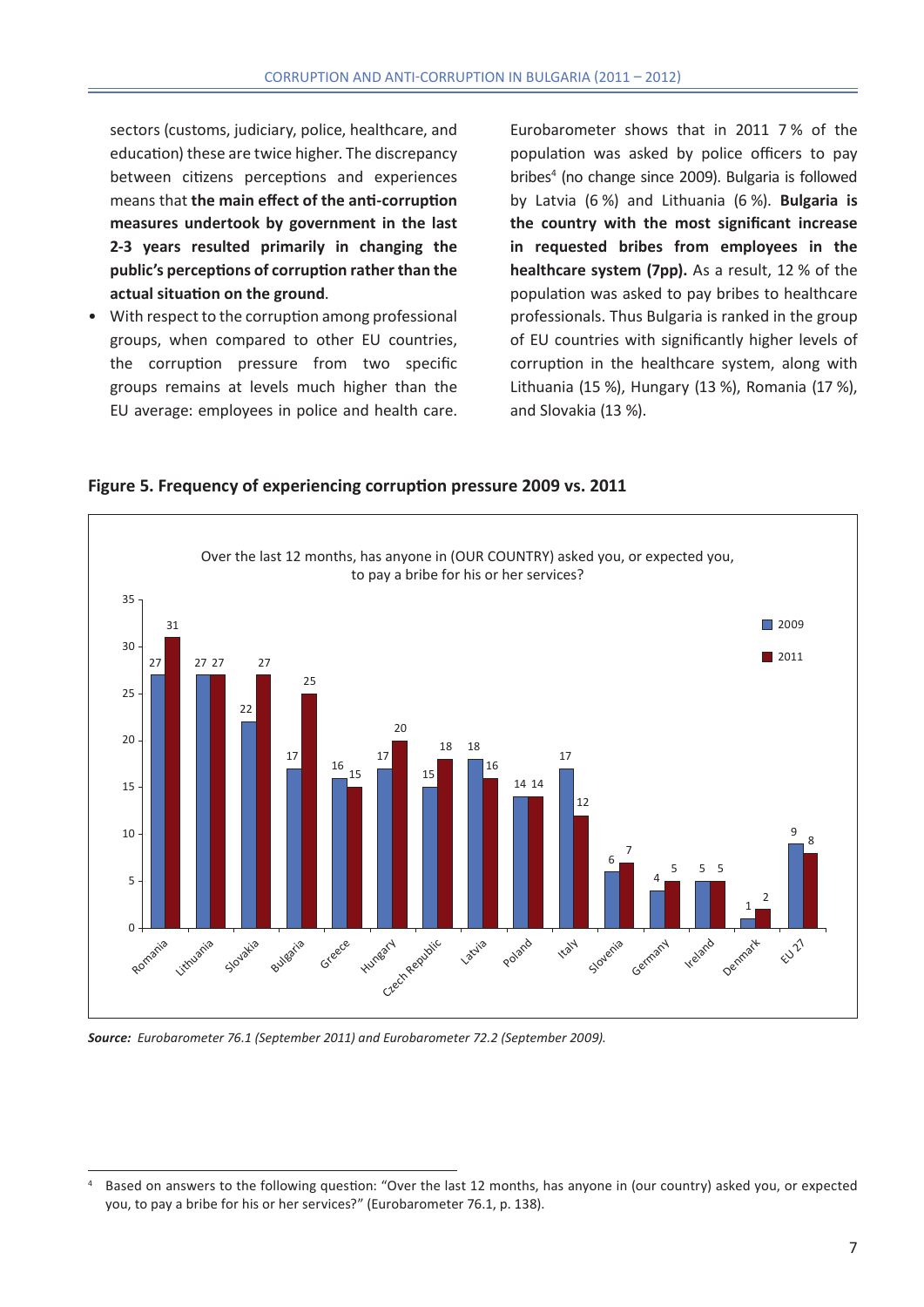sectors (customs, judiciary, police, healthcare, and education) these are twice higher. The discrepancy between citizens perceptions and experiences means that **the main effect of the anti-corruption measures undertook by government in the last 2-3 years resulted primarily in changing the public's perceptions of corruption rather than the actual situation on the ground**.

- With respect to the corruption among professional groups, when compared to other EU countries, the corruption pressure from two specific groups remains at levels much higher than the EU average: employees in police and health care. Eurobarometer shows that in 2011 7 % of the population was asked by police officers to pay bribes[4] (no change since 2009). Bulgaria is followed by Latvia (6 %) and Lithuania (6 %). **Bulgaria is the country with the most significant increase in requested bribes from employees in the healthcare system (7pp).** As a result, 12 % of the population was asked to pay bribes to healthcare professionals. Thus Bulgaria is ranked in the group of EU countries with significantly higher levels of corruption in the healthcare system, along with Lithuania (15 %), Hungary (13 %), Romania (17 %), and Slovakia (13 %).

**Figure 5. Frequency of experiencing corruption pressure 2009 vs. 2011**

Over the last 12 months, has anyone in (OUR COUNTRY) asked you, or expected you, to pay a bribe for his or her services?

| Country | 2009 | 2011 |
|---|---|---|
| Romania | 27 | 31 |
| Lithuania | 27 | 27 |
| Slovakia | 22 | 27 |
| Bulgaria | 17 | 25 |
| Greece | 16 | 15 |
| Hungary | 17 | 20 |
| Czech Republic | 15 | 18 |
| Latvia | 18 | 16 |
| Poland | 14 | 14 |
| Italy | 17 | 12 |
| Slovenia | 6 | 7 |
| Germany | 4 | 5 |
| Ireland | 5 | 5 |
| Denmark | 1 | 2 |
| EU 27 | 9 | 8 |

***Source:** Eurobarometer 76.1 (September 2011) and Eurobarometer 72.2 (September 2009).*

[4] Based on answers to the following question: "Over the last 12 months, has anyone in (our country) asked you, or expected you, to pay a bribe for his or her services?" (Eurobarometer 76.1, p. 138).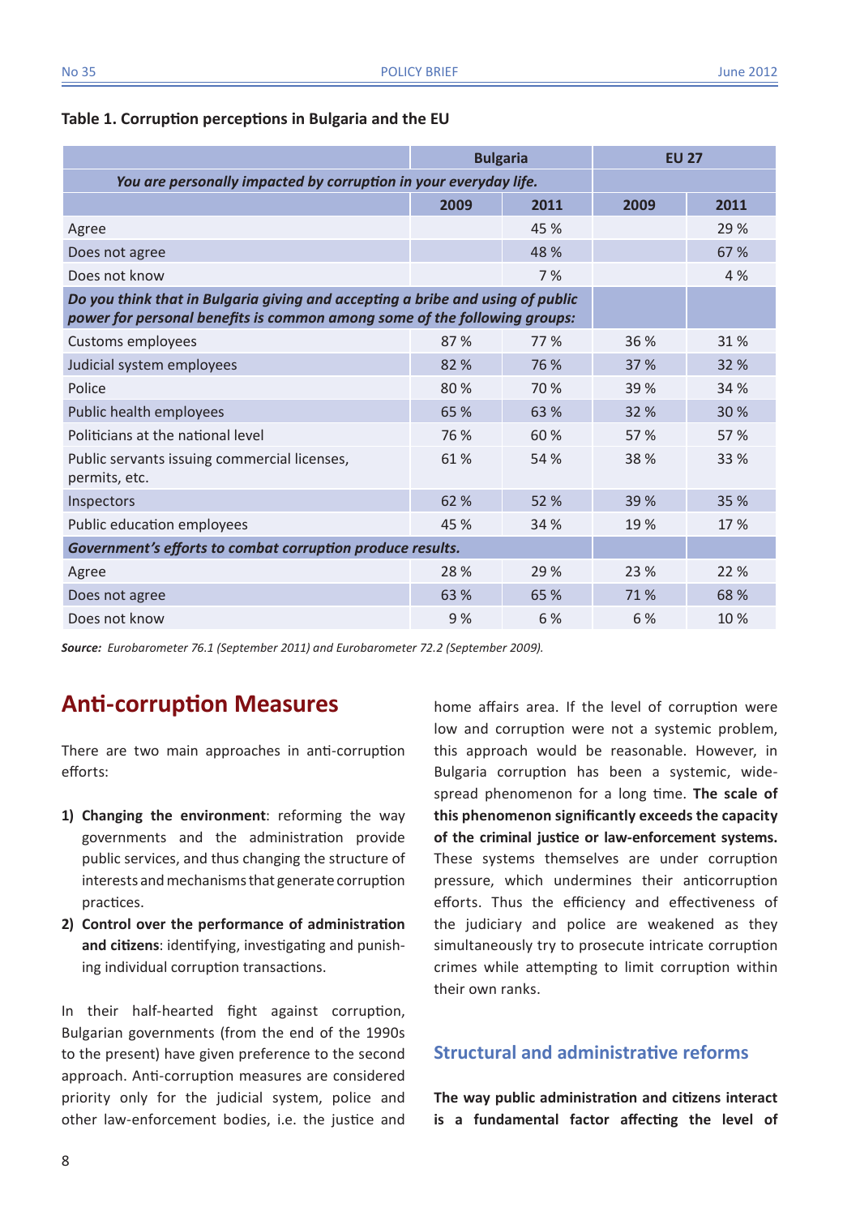**Table 1. Corruption perceptions in Bulgaria and the EU**

| | Bulgaria | | EU 27 | |
|---|---|---|---|---|
| *You are personally impacted by corruption in your everyday life.* | | | | |
| | 2009 | 2011 | 2009 | 2011 |
| Agree | | 45 % | | 29 % |
| Does not agree | | 48 % | | 67 % |
| Does not know | | 7 % | | 4 % |
| *Do you think that in Bulgaria giving and accepting a bribe and using of public power for personal benefits is common among some of the following groups:* | | | | |
| Customs employees | 87 % | 77 % | 36 % | 31 % |
| Judicial system employees | 82 % | 76 % | 37 % | 32 % |
| Police | 80 % | 70 % | 39 % | 34 % |
| Public health employees | 65 % | 63 % | 32 % | 30 % |
| Politicians at the national level | 76 % | 60 % | 57 % | 57 % |
| Public servants issuing commercial licenses, permits, etc. | 61 % | 54 % | 38 % | 33 % |
| Inspectors | 62 % | 52 % | 39 % | 35 % |
| Public education employees | 45 % | 34 % | 19 % | 17 % |
| *Government's efforts to combat corruption produce results.* | | | | |
| Agree | 28 % | 29 % | 23 % | 22 % |
| Does not agree | 63 % | 65 % | 71 % | 68 % |
| Does not know | 9 % | 6 % | 6 % | 10 % |

***Source:*** *Eurobarometer 76.1 (September 2011) and Eurobarometer 72.2 (September 2009).*

## Anti-corruption Measures

There are two main approaches in anti-corruption efforts:

1) **Changing the environment**: reforming the way governments and the administration provide public services, and thus changing the structure of interests and mechanisms that generate corruption practices.
2) **Control over the performance of administration and citizens**: identifying, investigating and punishing individual corruption transactions.

In their half-hearted fight against corruption, Bulgarian governments (from the end of the 1990s to the present) have given preference to the second approach. Anti-corruption measures are considered priority only for the judicial system, police and other law-enforcement bodies, i.e. the justice and home affairs area. If the level of corruption were low and corruption were not a systemic problem, this approach would be reasonable. However, in Bulgaria corruption has been a systemic, widespread phenomenon for a long time. **The scale of this phenomenon significantly exceeds the capacity of the criminal justice or law-enforcement systems.** These systems themselves are under corruption pressure, which undermines their anticorruption efforts. Thus the efficiency and effectiveness of the judiciary and police are weakened as they simultaneously try to prosecute intricate corruption crimes while attempting to limit corruption within their own ranks.

### Structural and administrative reforms

**The way public administration and citizens interact is a fundamental factor affecting the level of**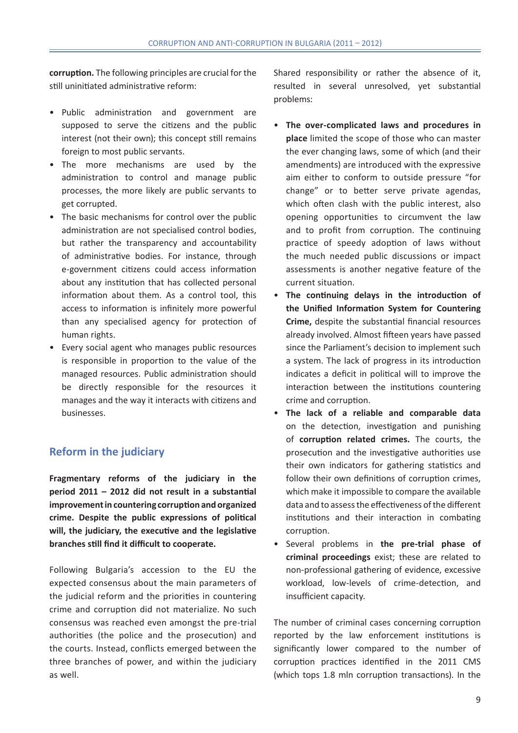**corruption.** The following principles are crucial for the still uninitiated administrative reform:

- Public administration and government are supposed to serve the citizens and the public interest (not their own); this concept still remains foreign to most public servants.
- The more mechanisms are used by the administration to control and manage public processes, the more likely are public servants to get corrupted.
- The basic mechanisms for control over the public administration are not specialised control bodies, but rather the transparency and accountability of administrative bodies. For instance, through e-government citizens could access information about any institution that has collected personal information about them. As a control tool, this access to information is infinitely more powerful than any specialised agency for protection of human rights.
- Every social agent who manages public resources is responsible in proportion to the value of the managed resources. Public administration should be directly responsible for the resources it manages and the way it interacts with citizens and businesses.

## Reform in the judiciary

**Fragmentary reforms of the judiciary in the period 2011 – 2012 did not result in a substantial improvement in countering corruption and organized crime. Despite the public expressions of political will, the judiciary, the executive and the legislative branches still find it difficult to cooperate.**

Following Bulgaria's accession to the EU the expected consensus about the main parameters of the judicial reform and the priorities in countering crime and corruption did not materialize. No such consensus was reached even amongst the pre-trial authorities (the police and the prosecution) and the courts. Instead, conflicts emerged between the three branches of power, and within the judiciary as well.

Shared responsibility or rather the absence of it, resulted in several unresolved, yet substantial problems:

- **The over-complicated laws and procedures in place** limited the scope of those who can master the ever changing laws, some of which (and their amendments) are introduced with the expressive aim either to conform to outside pressure "for change" or to better serve private agendas, which often clash with the public interest, also opening opportunities to circumvent the law and to profit from corruption. The continuing practice of speedy adoption of laws without the much needed public discussions or impact assessments is another negative feature of the current situation.
- **The continuing delays in the introduction of the Unified Information System for Countering Crime,** despite the substantial financial resources already involved. Almost fifteen years have passed since the Parliament's decision to implement such a system. The lack of progress in its introduction indicates a deficit in political will to improve the interaction between the institutions countering crime and corruption.
- **The lack of a reliable and comparable data** on the detection, investigation and punishing of **corruption related crimes.** The courts, the prosecution and the investigative authorities use their own indicators for gathering statistics and follow their own definitions of corruption crimes, which make it impossible to compare the available data and to assess the effectiveness of the different institutions and their interaction in combating corruption.
- Several problems in **the pre-trial phase of criminal proceedings** exist; these are related to non-professional gathering of evidence, excessive workload, low-levels of crime-detection, and insufficient capacity.

The number of criminal cases concerning corruption reported by the law enforcement institutions is significantly lower compared to the number of corruption practices identified in the 2011 CMS (which tops 1.8 mln corruption transactions). In the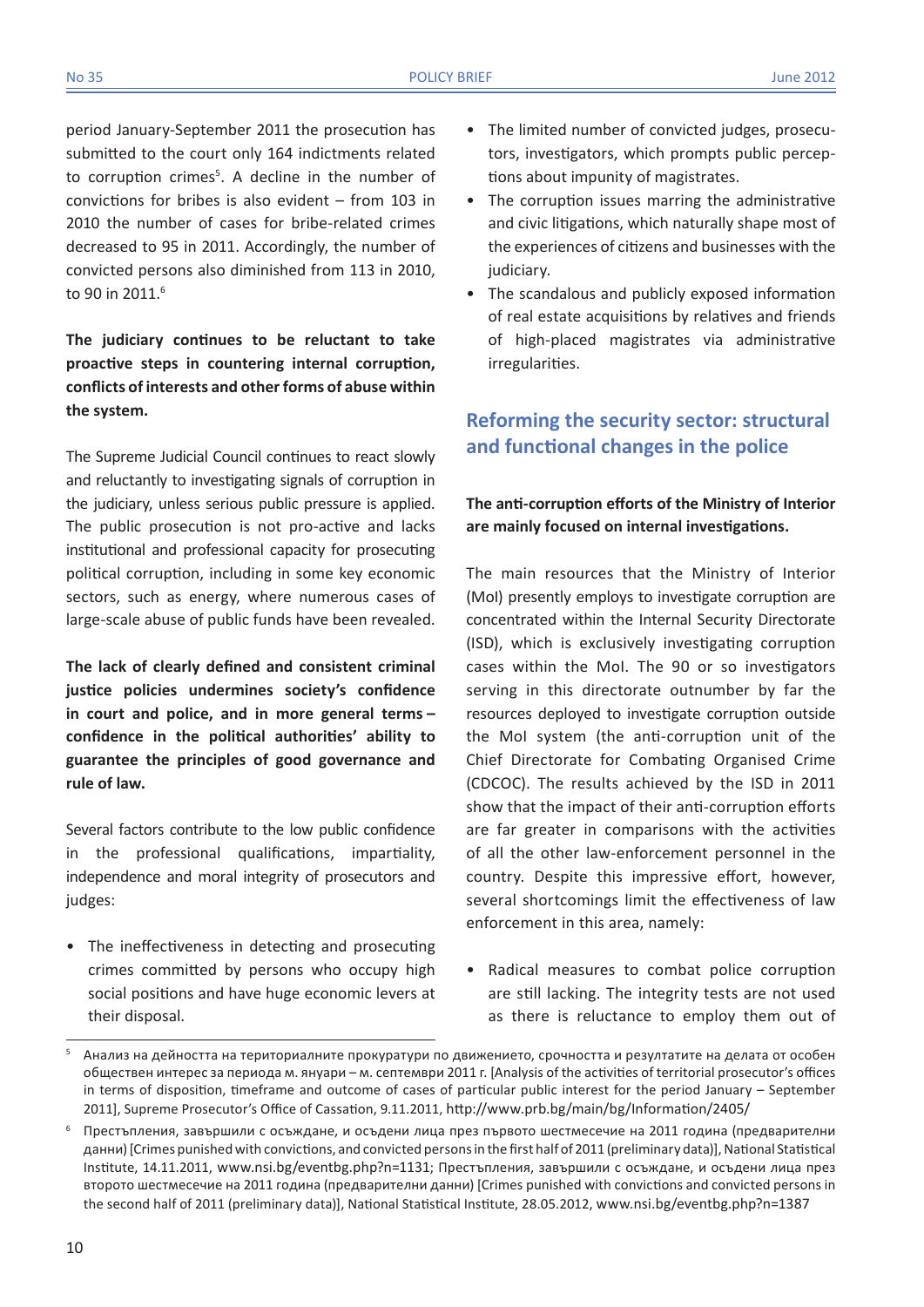period January-September 2011 the prosecution has submitted to the court only 164 indictments related to corruption crimes[5]. A decline in the number of convictions for bribes is also evident – from 103 in 2010 the number of cases for bribe-related crimes decreased to 95 in 2011. Accordingly, the number of convicted persons also diminished from 113 in 2010, to 90 in 2011.[6]

**The judiciary continues to be reluctant to take proactive steps in countering internal corruption, conflicts of interests and other forms of abuse within the system.**

The Supreme Judicial Council continues to react slowly and reluctantly to investigating signals of corruption in the judiciary, unless serious public pressure is applied. The public prosecution is not pro-active and lacks institutional and professional capacity for prosecuting political corruption, including in some key economic sectors, such as energy, where numerous cases of large-scale abuse of public funds have been revealed.

**The lack of clearly defined and consistent criminal justice policies undermines society's confidence in court and police, and in more general terms – confidence in the political authorities' ability to guarantee the principles of good governance and rule of law.**

Several factors contribute to the low public confidence in the professional qualifications, impartiality, independence and moral integrity of prosecutors and judges:

- The ineffectiveness in detecting and prosecuting crimes committed by persons who occupy high social positions and have huge economic levers at their disposal.
- The limited number of convicted judges, prosecutors, investigators, which prompts public perceptions about impunity of magistrates.
- The corruption issues marring the administrative and civic litigations, which naturally shape most of the experiences of citizens and businesses with the judiciary.
- The scandalous and publicly exposed information of real estate acquisitions by relatives and friends of high-placed magistrates via administrative irregularities.

## Reforming the security sector: structural and functional changes in the police

**The anti-corruption efforts of the Ministry of Interior are mainly focused on internal investigations.**

The main resources that the Ministry of Interior (MoI) presently employs to investigate corruption are concentrated within the Internal Security Directorate (ISD), which is exclusively investigating corruption cases within the MoI. The 90 or so investigators serving in this directorate outnumber by far the resources deployed to investigate corruption outside the MoI system (the anti-corruption unit of the Chief Directorate for Combating Organised Crime (CDCOC). The results achieved by the ISD in 2011 show that the impact of their anti-corruption efforts are far greater in comparisons with the activities of all the other law-enforcement personnel in the country. Despite this impressive effort, however, several shortcomings limit the effectiveness of law enforcement in this area, namely:

- Radical measures to combat police corruption are still lacking. The integrity tests are not used as there is reluctance to employ them out of

---

[5] Анализ на дейността на териториалните прокуратури по движението, срочността и резултатите на делата от особен обществен интерес за периода м. януари – м. септември 2011 г. [Analysis of the activities of territorial prosecutor's offices in terms of disposition, timeframe and outcome of cases of particular public interest for the period January – September 2011], Supreme Prosecutor's Office of Cassation, 9.11.2011, http://www.prb.bg/main/bg/Information/2405/

[6] Престъпления, завършили с осъждане, и осъдени лица през първото шестмесечие на 2011 година (предварителни данни) [Crimes punished with convictions, and convicted persons in the first half of 2011 (preliminary data)], National Statistical Institute, 14.11.2011, www.nsi.bg/eventbg.php?n=1131; Престъпления, завършили с осъждане, и осъдени лица през второто шестмесечие на 2011 година (предварителни данни) [Crimes punished with convictions and convicted persons in the second half of 2011 (preliminary data)], National Statistical Institute, 28.05.2012, www.nsi.bg/eventbg.php?n=1387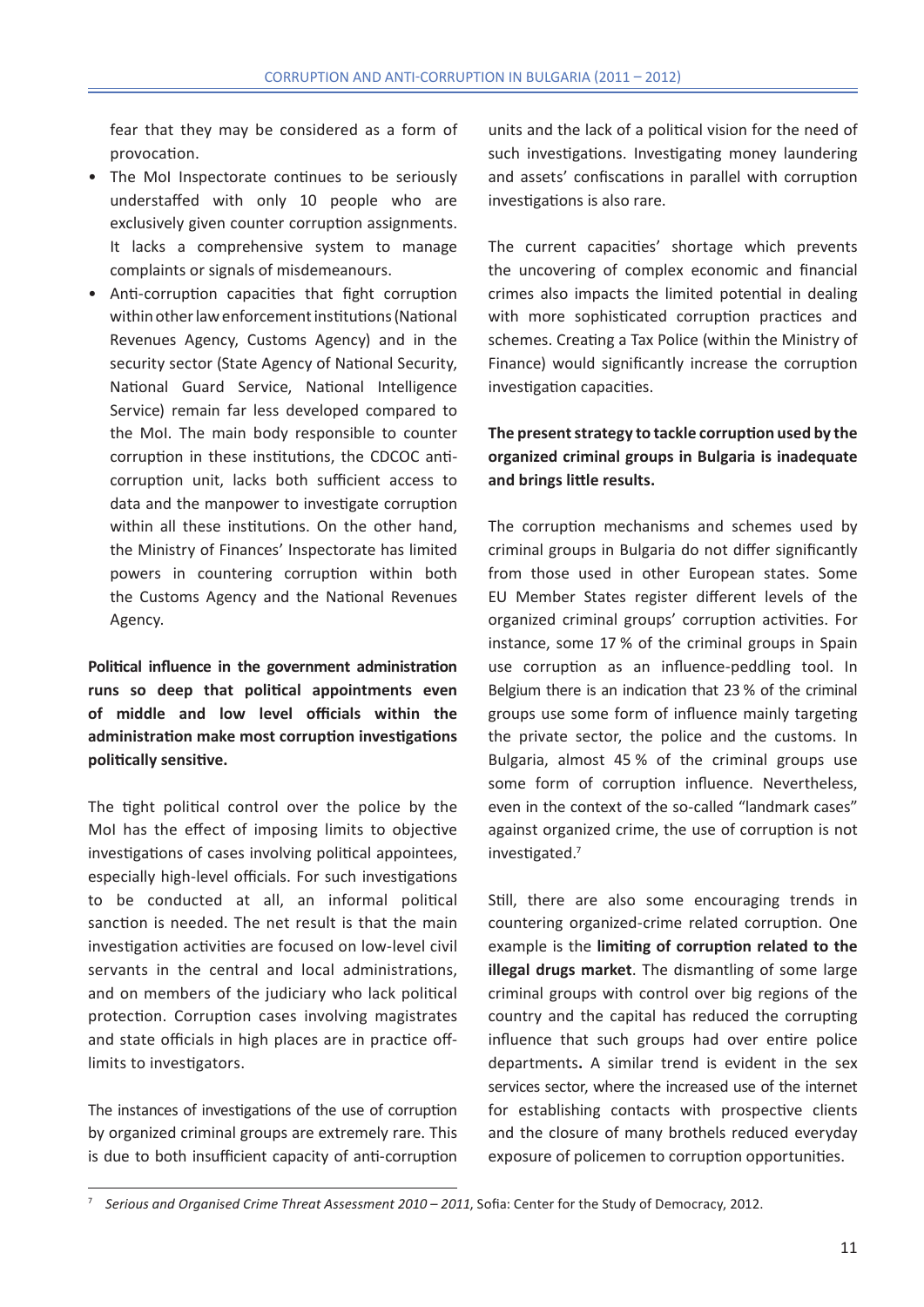fear that they may be considered as a form of provocation.

- The MoI Inspectorate continues to be seriously understaffed with only 10 people who are exclusively given counter corruption assignments. It lacks a comprehensive system to manage complaints or signals of misdemeanours.
- Anti-corruption capacities that fight corruption within other law enforcement institutions (National Revenues Agency, Customs Agency) and in the security sector (State Agency of National Security, National Guard Service, National Intelligence Service) remain far less developed compared to the MoI. The main body responsible to counter corruption in these institutions, the CDCOC anti-corruption unit, lacks both sufficient access to data and the manpower to investigate corruption within all these institutions. On the other hand, the Ministry of Finances' Inspectorate has limited powers in countering corruption within both the Customs Agency and the National Revenues Agency.

**Political influence in the government administration runs so deep that political appointments even of middle and low level officials within the administration make most corruption investigations politically sensitive.**

The tight political control over the police by the MoI has the effect of imposing limits to objective investigations of cases involving political appointees, especially high-level officials. For such investigations to be conducted at all, an informal political sanction is needed. The net result is that the main investigation activities are focused on low-level civil servants in the central and local administrations, and on members of the judiciary who lack political protection. Corruption cases involving magistrates and state officials in high places are in practice off-limits to investigators.

The instances of investigations of the use of corruption by organized criminal groups are extremely rare. This is due to both insufficient capacity of anti-corruption units and the lack of a political vision for the need of such investigations. Investigating money laundering and assets' confiscations in parallel with corruption investigations is also rare.

The current capacities' shortage which prevents the uncovering of complex economic and financial crimes also impacts the limited potential in dealing with more sophisticated corruption practices and schemes. Creating a Tax Police (within the Ministry of Finance) would significantly increase the corruption investigation capacities.

**The present strategy to tackle corruption used by the organized criminal groups in Bulgaria is inadequate and brings little results.**

The corruption mechanisms and schemes used by criminal groups in Bulgaria do not differ significantly from those used in other European states. Some EU Member States register different levels of the organized criminal groups' corruption activities. For instance, some 17 % of the criminal groups in Spain use corruption as an influence-peddling tool. In Belgium there is an indication that 23 % of the criminal groups use some form of influence mainly targeting the private sector, the police and the customs. In Bulgaria, almost 45 % of the criminal groups use some form of corruption influence. Nevertheless, even in the context of the so-called "landmark cases" against organized crime, the use of corruption is not investigated.[7]

Still, there are also some encouraging trends in countering organized-crime related corruption. One example is the **limiting of corruption related to the illegal drugs market**. The dismantling of some large criminal groups with control over big regions of the country and the capital has reduced the corrupting influence that such groups had over entire police departments**.** A similar trend is evident in the sex services sector, where the increased use of the internet for establishing contacts with prospective clients and the closure of many brothels reduced everyday exposure of policemen to corruption opportunities.

---

[7] *Serious and Organised Crime Threat Assessment 2010 – 2011*, Sofia: Center for the Study of Democracy, 2012.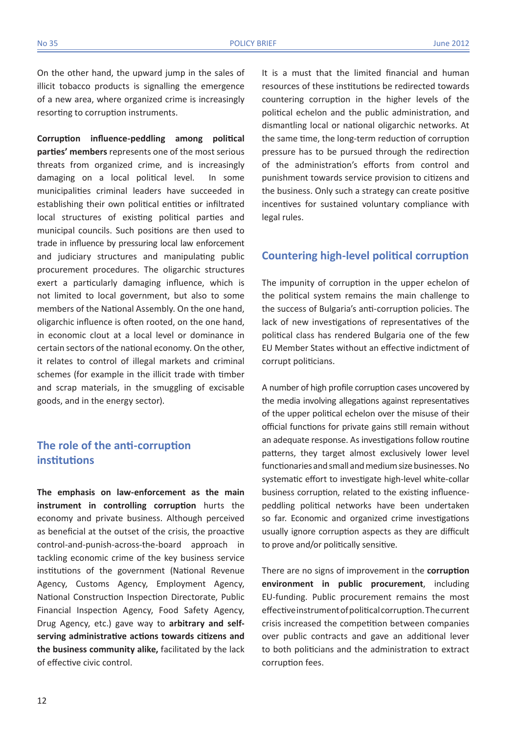On the other hand, the upward jump in the sales of illicit tobacco products is signalling the emergence of a new area, where organized crime is increasingly resorting to corruption instruments.

**Corruption influence-peddling among political parties' members** represents one of the most serious threats from organized crime, and is increasingly damaging on a local political level. In some municipalities criminal leaders have succeeded in establishing their own political entities or infiltrated local structures of existing political parties and municipal councils. Such positions are then used to trade in influence by pressuring local law enforcement and judiciary structures and manipulating public procurement procedures. The oligarchic structures exert a particularly damaging influence, which is not limited to local government, but also to some members of the National Assembly. On the one hand, oligarchic influence is often rooted, on the one hand, in economic clout at a local level or dominance in certain sectors of the national economy. On the other, it relates to control of illegal markets and criminal schemes (for example in the illicit trade with timber and scrap materials, in the smuggling of excisable goods, and in the energy sector).

## The role of the anti-corruption institutions

**The emphasis on law-enforcement as the main instrument in controlling corruption** hurts the economy and private business. Although perceived as beneficial at the outset of the crisis, the proactive control-and-punish-across-the-board approach in tackling economic crime of the key business service institutions of the government (National Revenue Agency, Customs Agency, Employment Agency, National Construction Inspection Directorate, Public Financial Inspection Agency, Food Safety Agency, Drug Agency, etc.) gave way to **arbitrary and self-serving administrative actions towards citizens and the business community alike,** facilitated by the lack of effective civic control.

It is a must that the limited financial and human resources of these institutions be redirected towards countering corruption in the higher levels of the political echelon and the public administration, and dismantling local or national oligarchic networks. At the same time, the long-term reduction of corruption pressure has to be pursued through the redirection of the administration's efforts from control and punishment towards service provision to citizens and the business. Only such a strategy can create positive incentives for sustained voluntary compliance with legal rules.

## Countering high-level political corruption

The impunity of corruption in the upper echelon of the political system remains the main challenge to the success of Bulgaria's anti-corruption policies. The lack of new investigations of representatives of the political class has rendered Bulgaria one of the few EU Member States without an effective indictment of corrupt politicians.

A number of high profile corruption cases uncovered by the media involving allegations against representatives of the upper political echelon over the misuse of their official functions for private gains still remain without an adequate response. As investigations follow routine patterns, they target almost exclusively lower level functionaries and small and medium size businesses. No systematic effort to investigate high-level white-collar business corruption, related to the existing influence-peddling political networks have been undertaken so far. Economic and organized crime investigations usually ignore corruption aspects as they are difficult to prove and/or politically sensitive.

There are no signs of improvement in the **corruption environment in public procurement**, including EU-funding. Public procurement remains the most effective instrument of political corruption. The current crisis increased the competition between companies over public contracts and gave an additional lever to both politicians and the administration to extract corruption fees.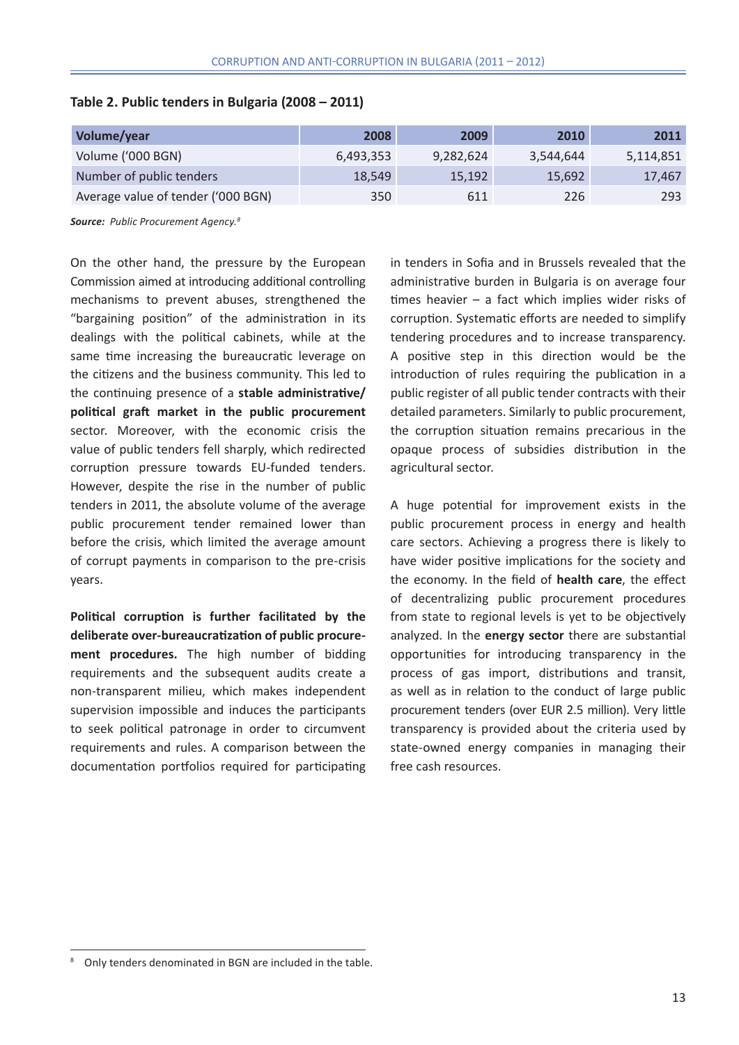**Table 2. Public tenders in Bulgaria (2008 – 2011)**

| Volume/year | 2008 | 2009 | 2010 | 2011 |
|---|---|---|---|---|
| Volume ('000 BGN) | 6,493,353 | 9,282,624 | 3,544,644 | 5,114,851 |
| Number of public tenders | 18,549 | 15,192 | 15,692 | 17,467 |
| Average value of tender ('000 BGN) | 350 | 611 | 226 | 293 |

***Source:*** *Public Procurement Agency.*[8]

On the other hand, the pressure by the European Commission aimed at introducing additional controlling mechanisms to prevent abuses, strengthened the "bargaining position" of the administration in its dealings with the political cabinets, while at the same time increasing the bureaucratic leverage on the citizens and the business community. This led to the continuing presence of a **stable administrative/political graft market in the public procurement** sector. Moreover, with the economic crisis the value of public tenders fell sharply, which redirected corruption pressure towards EU-funded tenders. However, despite the rise in the number of public tenders in 2011, the absolute volume of the average public procurement tender remained lower than before the crisis, which limited the average amount of corrupt payments in comparison to the pre-crisis years.

**Political corruption is further facilitated by the deliberate over-bureaucratization of public procurement procedures.** The high number of bidding requirements and the subsequent audits create a non-transparent milieu, which makes independent supervision impossible and induces the participants to seek political patronage in order to circumvent requirements and rules. A comparison between the documentation portfolios required for participating in tenders in Sofia and in Brussels revealed that the administrative burden in Bulgaria is on average four times heavier – a fact which implies wider risks of corruption. Systematic efforts are needed to simplify tendering procedures and to increase transparency. A positive step in this direction would be the introduction of rules requiring the publication in a public register of all public tender contracts with their detailed parameters. Similarly to public procurement, the corruption situation remains precarious in the opaque process of subsidies distribution in the agricultural sector.

A huge potential for improvement exists in the public procurement process in energy and health care sectors. Achieving a progress there is likely to have wider positive implications for the society and the economy. In the field of **health care**, the effect of decentralizing public procurement procedures from state to regional levels is yet to be objectively analyzed. In the **energy sector** there are substantial opportunities for introducing transparency in the process of gas import, distributions and transit, as well as in relation to the conduct of large public procurement tenders (over EUR 2.5 million). Very little transparency is provided about the criteria used by state-owned energy companies in managing their free cash resources.

[8] Only tenders denominated in BGN are included in the table.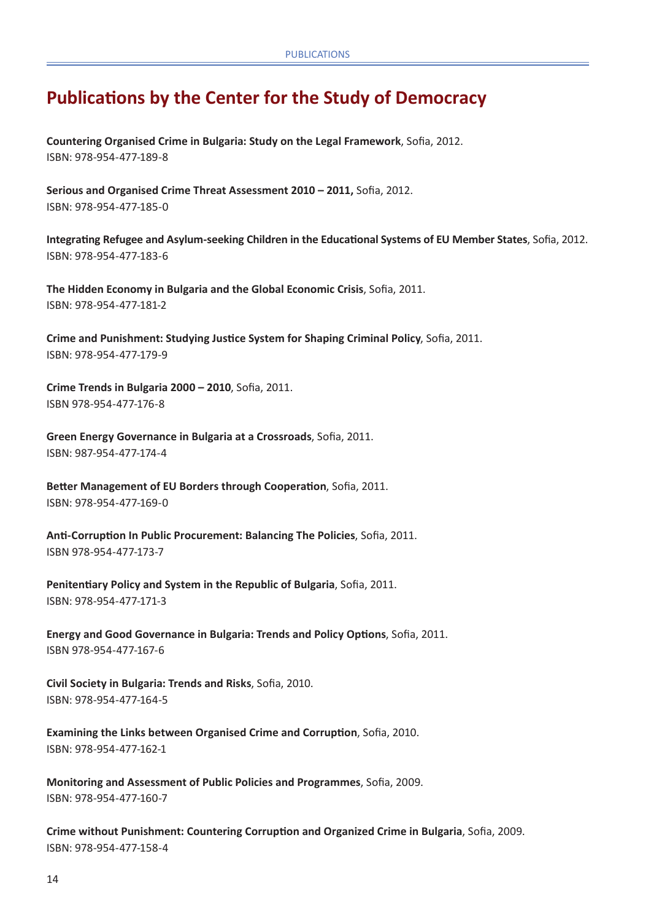# Publications by the Center for the Study of Democracy

**Countering Organised Crime in Bulgaria: Study on the Legal Framework**, Sofia, 2012.
ISBN: 978-954-477-189-8

**Serious and Organised Crime Threat Assessment 2010 – 2011,** Sofia, 2012.
ISBN: 978-954-477-185-0

**Integrating Refugee and Asylum-seeking Children in the Educational Systems of EU Member States**, Sofia, 2012.
ISBN: 978-954-477-183-6

**The Hidden Economy in Bulgaria and the Global Economic Crisis**, Sofia, 2011.
ISBN: 978-954-477-181-2

**Crime and Punishment: Studying Justice System for Shaping Criminal Policy**, Sofia, 2011.
ISBN: 978-954-477-179-9

**Crime Trends in Bulgaria 2000 – 2010**, Sofia, 2011.
ISBN 978-954-477-176-8

**Green Energy Governance in Bulgaria at a Crossroads**, Sofia, 2011.
ISBN: 987-954-477-174-4

**Better Management of EU Borders through Cooperation**, Sofia, 2011.
ISBN: 978-954-477-169-0

**Anti-Corruption In Public Procurement: Balancing The Policies**, Sofia, 2011.
ISBN 978-954-477-173-7

**Penitentiary Policy and System in the Republic of Bulgaria**, Sofia, 2011.
ISBN: 978-954-477-171-3

**Energy and Good Governance in Bulgaria: Trends and Policy Options**, Sofia, 2011.
ISBN 978-954-477-167-6

**Civil Society in Bulgaria: Trends and Risks**, Sofia, 2010.
ISBN: 978-954-477-164-5

**Examining the Links between Organised Crime and Corruption**, Sofia, 2010.
ISBN: 978-954-477-162-1

**Monitoring and Assessment of Public Policies and Programmes**, Sofia, 2009.
ISBN: 978-954-477-160-7

**Crime without Punishment: Countering Corruption and Organized Crime in Bulgaria**, Sofia, 2009.
ISBN: 978-954-477-158-4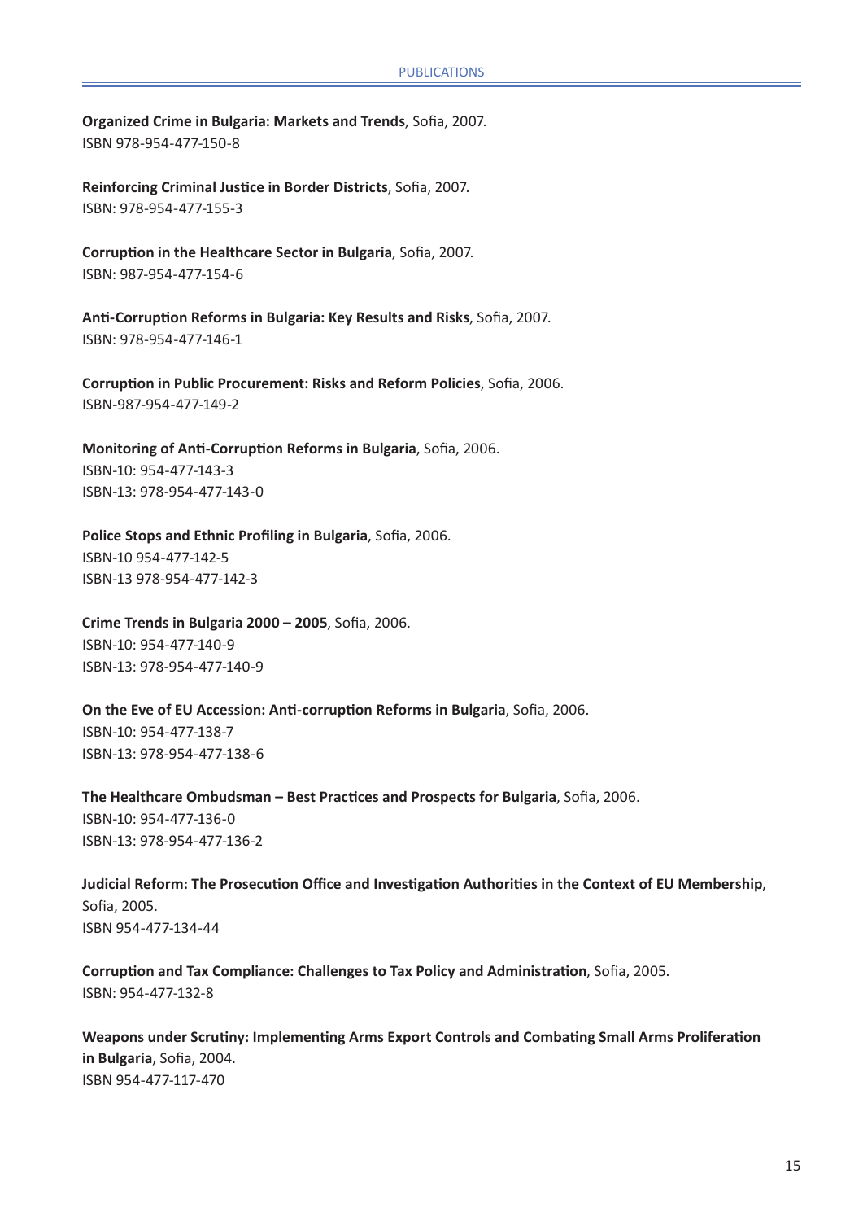**Organized Crime in Bulgaria: Markets and Trends**, Sofia, 2007.
ISBN 978-954-477-150-8

**Reinforcing Criminal Justice in Border Districts**, Sofia, 2007.
ISBN: 978-954-477-155-3

**Corruption in the Healthcare Sector in Bulgaria**, Sofia, 2007.
ISBN: 987-954-477-154-6

**Anti-Corruption Reforms in Bulgaria: Key Results and Risks**, Sofia, 2007.
ISBN: 978-954-477-146-1

**Corruption in Public Procurement: Risks and Reform Policies**, Sofia, 2006.
ISBN-987-954-477-149-2

**Monitoring of Anti-Corruption Reforms in Bulgaria**, Sofia, 2006.
ISBN-10: 954-477-143-3
ISBN-13: 978-954-477-143-0

**Police Stops and Ethnic Profiling in Bulgaria**, Sofia, 2006.
ISBN-10 954-477-142-5
ISBN-13 978-954-477-142-3

**Crime Trends in Bulgaria 2000 – 2005**, Sofia, 2006.
ISBN-10: 954-477-140-9
ISBN-13: 978-954-477-140-9

**On the Eve of EU Accession: Anti-corruption Reforms in Bulgaria**, Sofia, 2006.
ISBN-10: 954-477-138-7
ISBN-13: 978-954-477-138-6

**The Healthcare Ombudsman – Best Practices and Prospects for Bulgaria**, Sofia, 2006.
ISBN-10: 954-477-136-0
ISBN-13: 978-954-477-136-2

**Judicial Reform: The Prosecution Office and Investigation Authorities in the Context of EU Membership**, Sofia, 2005.
ISBN 954-477-134-44

**Corruption and Tax Compliance: Challenges to Tax Policy and Administration**, Sofia, 2005.
ISBN: 954-477-132-8

**Weapons under Scrutiny: Implementing Arms Export Controls and Combating Small Arms Proliferation in Bulgaria**, Sofia, 2004.
ISBN 954-477-117-470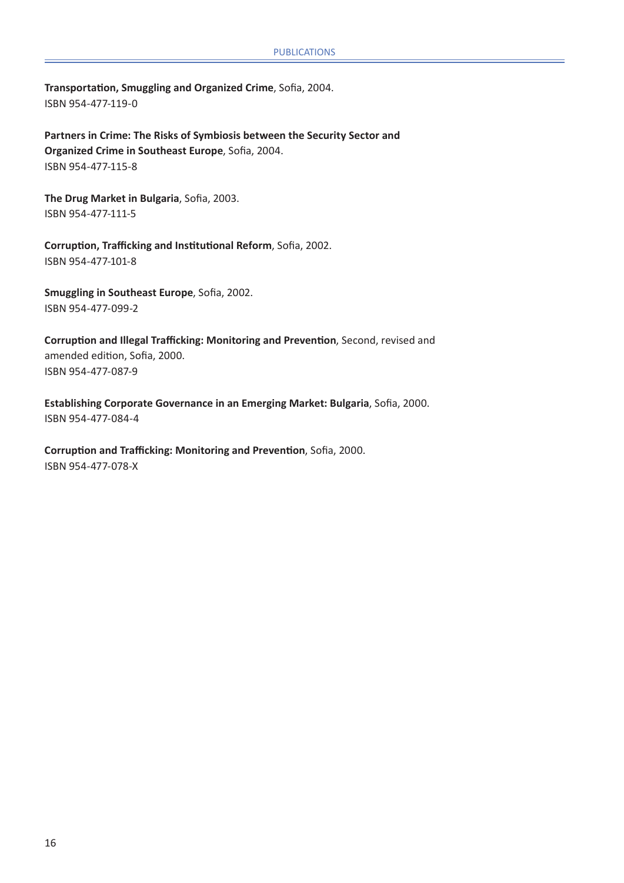**Transportation, Smuggling and Organized Crime**, Sofia, 2004.
ISBN 954-477-119-0

**Partners in Crime: The Risks of Symbiosis between the Security Sector and Organized Crime in Southeast Europe**, Sofia, 2004.
ISBN 954-477-115-8

**The Drug Market in Bulgaria**, Sofia, 2003.
ISBN 954-477-111-5

**Corruption, Trafficking and Institutional Reform**, Sofia, 2002.
ISBN 954-477-101-8

**Smuggling in Southeast Europe**, Sofia, 2002.
ISBN 954-477-099-2

**Corruption and Illegal Trafficking: Monitoring and Prevention**, Second, revised and amended edition, Sofia, 2000.
ISBN 954-477-087-9

**Establishing Corporate Governance in an Emerging Market: Bulgaria**, Sofia, 2000.
ISBN 954-477-084-4

**Corruption and Trafficking: Monitoring and Prevention**, Sofia, 2000.
ISBN 954-477-078-X